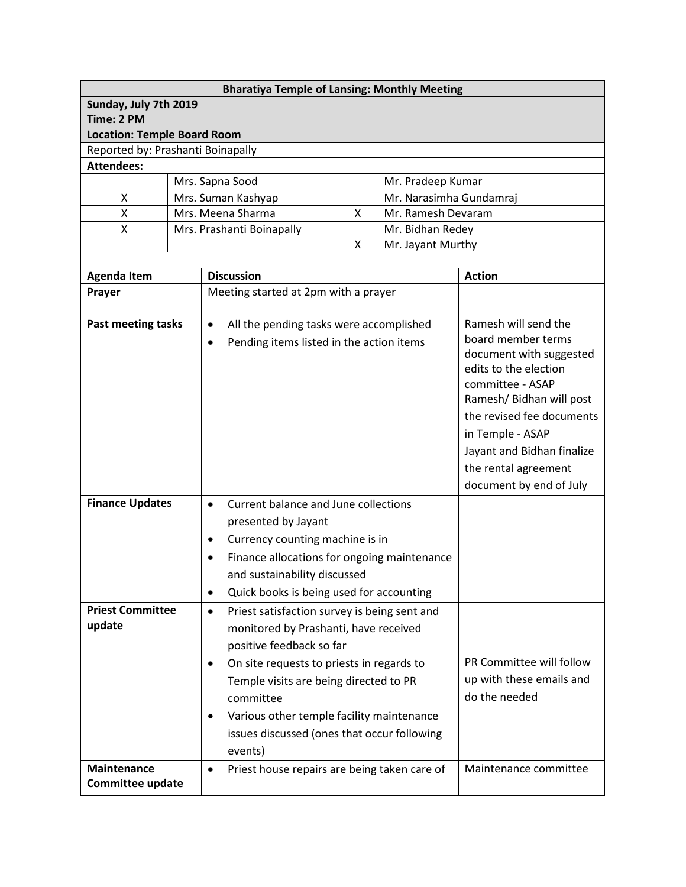**Bharatiya Temple of Lansing: Monthly Meeting**

**Sunday, July 7th 2019**
**Time: 2 PM**
**Location: Temple Board Room**

Reported by: Prashanti Boinapally

**Attendees:**

| | | | |
|---|---|---|---|
| | Mrs. Sapna Sood | | Mr. Pradeep Kumar |
| X | Mrs. Suman Kashyap | | Mr. Narasimha Gundamraj |
| X | Mrs. Meena Sharma | X | Mr. Ramesh Devaram |
| X | Mrs. Prashanti Boinapally | | Mr. Bidhan Redey |
| | | X | Mr. Jayant Murthy |

| Agenda Item | Discussion | Action |
|---|---|---|
| **Prayer** | Meeting started at 2pm with a prayer | |
| **Past meeting tasks** | • All the pending tasks were accomplished<br>• Pending items listed in the action items | Ramesh will send the board member terms document with suggested edits to the election committee - ASAP<br>Ramesh/ Bidhan will post the revised fee documents in Temple - ASAP<br>Jayant and Bidhan finalize the rental agreement document by end of July |
| **Finance Updates** | • Current balance and June collections presented by Jayant<br>• Currency counting machine is in<br>• Finance allocations for ongoing maintenance and sustainability discussed<br>• Quick books is being used for accounting | |
| **Priest Committee update** | • Priest satisfaction survey is being sent and monitored by Prashanti, have received positive feedback so far<br>• On site requests to priests in regards to Temple visits are being directed to PR committee<br>• Various other temple facility maintenance issues discussed (ones that occur following events) | PR Committee will follow up with these emails and do the needed |
| **Maintenance Committee update** | • Priest house repairs are being taken care of | Maintenance committee |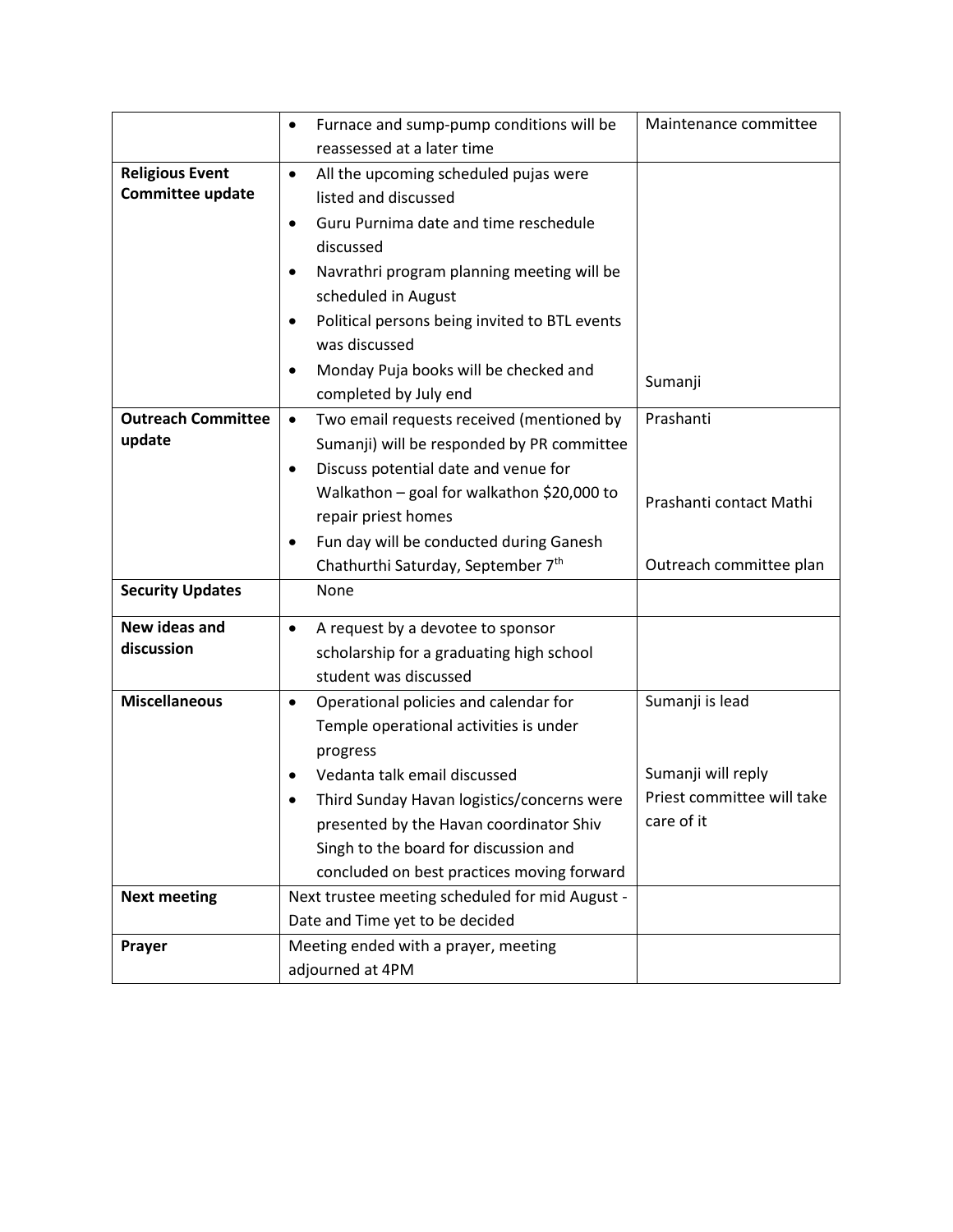| | | |
|---|---|---|
| | • Furnace and sump-pump conditions will be reassessed at a later time | Maintenance committee |
| **Religious Event Committee update** | • All the upcoming scheduled pujas were listed and discussed<br>• Guru Purnima date and time reschedule discussed<br>• Navrathri program planning meeting will be scheduled in August<br>• Political persons being invited to BTL events was discussed<br>• Monday Puja books will be checked and completed by July end | Sumanji |
| **Outreach Committee update** | • Two email requests received (mentioned by Sumanji) will be responded by PR committee<br>• Discuss potential date and venue for Walkathon – goal for walkathon $20,000 to repair priest homes<br>• Fun day will be conducted during Ganesh Chathurthi Saturday, September 7th | Prashanti<br><br>Prashanti contact Mathi<br><br>Outreach committee plan |
| **Security Updates** | None | |
| **New ideas and discussion** | • A request by a devotee to sponsor scholarship for a graduating high school student was discussed | |
| **Miscellaneous** | • Operational policies and calendar for Temple operational activities is under progress<br>• Vedanta talk email discussed<br>• Third Sunday Havan logistics/concerns were presented by the Havan coordinator Shiv Singh to the board for discussion and concluded on best practices moving forward | Sumanji is lead<br><br>Sumanji will reply<br>Priest committee will take care of it |
| **Next meeting** | Next trustee meeting scheduled for mid August - Date and Time yet to be decided | |
| **Prayer** | Meeting ended with a prayer, meeting adjourned at 4PM | |